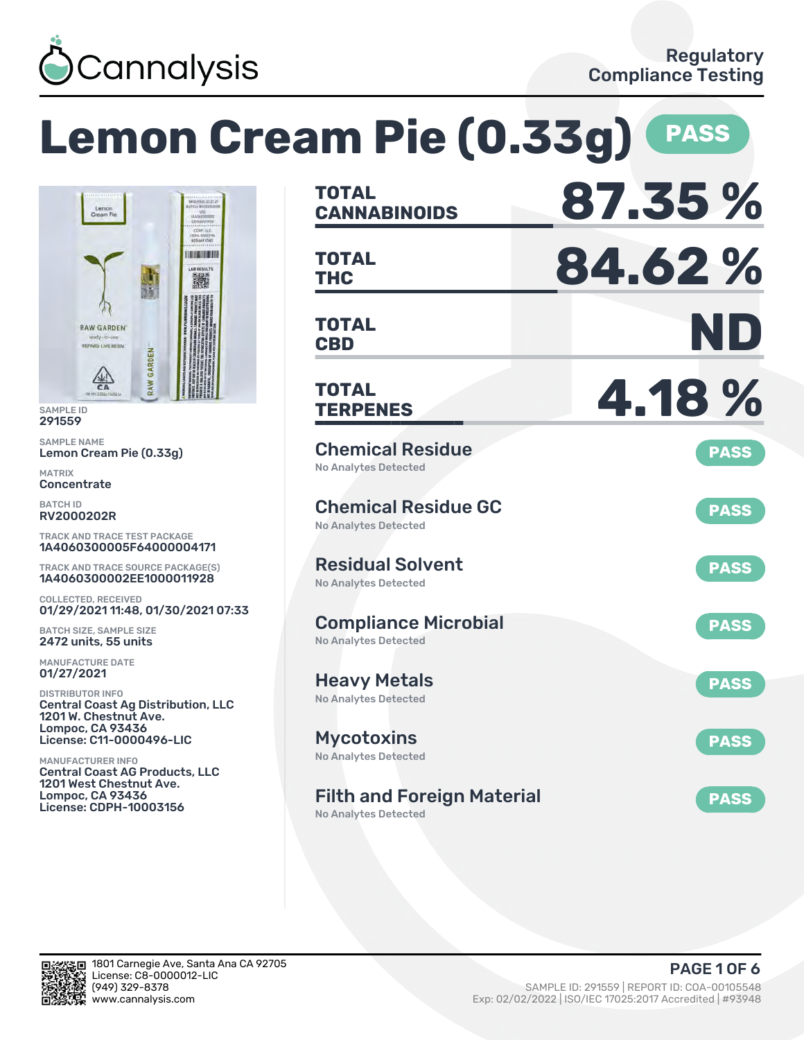Cannalysis

Regulatory Compliance Testing

# Lemon Cream Pie (0.33g) PASS

SAMPLE ID
291559

SAMPLE NAME
Lemon Cream Pie (0.33g)

MATRIX
Concentrate

BATCH ID
RV2000202R

TRACK AND TRACE TEST PACKAGE
1A4060300005F64000004171

TRACK AND TRACE SOURCE PACKAGE(S)
1A4060300002EE1000011928

COLLECTED, RECEIVED
01/29/2021 11:48, 01/30/2021 07:33

BATCH SIZE, SAMPLE SIZE
2472 units, 55 units

MANUFACTURE DATE
01/27/2021

DISTRIBUTOR INFO
Central Coast Ag Distribution, LLC
1201 W. Chestnut Ave.
Lompoc, CA 93436
License: C11-0000496-LIC

MANUFACTURER INFO
Central Coast AG Products, LLC
1201 West Chestnut Ave.
Lompoc, CA 93436
License: CDPH-10003156

| | |
|---|---|
| **TOTAL CANNABINOIDS** | **87.35 %** |
| **TOTAL THC** | **84.62 %** |
| **TOTAL CBD** | **ND** |
| **TOTAL TERPENES** | **4.18 %** |

| Test | Result | Status |
|---|---|---|
| Chemical Residue | No Analytes Detected | PASS |
| Chemical Residue GC | No Analytes Detected | PASS |
| Residual Solvent | No Analytes Detected | PASS |
| Compliance Microbial | No Analytes Detected | PASS |
| Heavy Metals | No Analytes Detected | PASS |
| Mycotoxins | No Analytes Detected | PASS |
| Filth and Foreign Material | No Analytes Detected | PASS |

1801 Carnegie Ave, Santa Ana CA 92705
License: C8-0000012-LIC
(949) 329-8378
www.cannalysis.com

SAMPLE ID: 291559 | REPORT ID: COA-00105548
Exp: 02/02/2022 | ISO/IEC 17025:2017 Accredited | #93948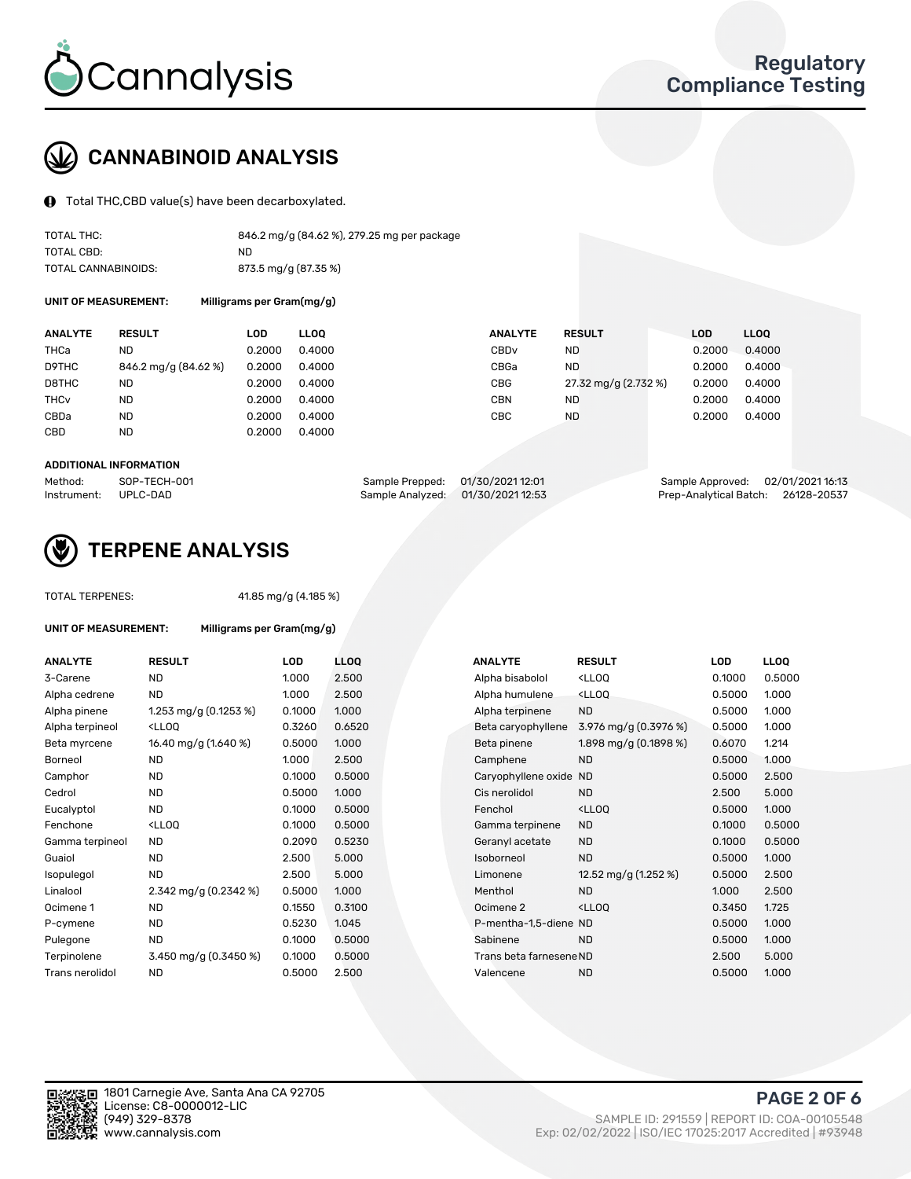Cannalysis

Regulatory Compliance Testing

## CANNABINOID ANALYSIS

Total THC,CBD value(s) have been decarboxylated.

| | |
|---|---|
| TOTAL THC: | 846.2 mg/g (84.62 %), 279.25 mg per package |
| TOTAL CBD: | ND |
| TOTAL CANNABINOIDS: | 873.5 mg/g (87.35 %) |

**UNIT OF MEASUREMENT:** Milligrams per Gram(mg/g)

| ANALYTE | RESULT | LOD | LLOQ | ANALYTE | RESULT | LOD | LLOQ |
|---|---|---|---|---|---|---|---|
| THCa | ND | 0.2000 | 0.4000 | CBDv | ND | 0.2000 | 0.4000 |
| D9THC | 846.2 mg/g (84.62 %) | 0.2000 | 0.4000 | CBGa | ND | 0.2000 | 0.4000 |
| D8THC | ND | 0.2000 | 0.4000 | CBG | 27.32 mg/g (2.732 %) | 0.2000 | 0.4000 |
| THCv | ND | 0.2000 | 0.4000 | CBN | ND | 0.2000 | 0.4000 |
| CBDa | ND | 0.2000 | 0.4000 | CBC | ND | 0.2000 | 0.4000 |
| CBD | ND | 0.2000 | 0.4000 | | | | |

**ADDITIONAL INFORMATION**

| | | | | | |
|---|---|---|---|---|---|
| Method: | SOP-TECH-001 | Sample Prepped: | 01/30/2021 12:01 | Sample Approved: | 02/01/2021 16:13 |
| Instrument: | UPLC-DAD | Sample Analyzed: | 01/30/2021 12:53 | Prep-Analytical Batch: | 26128-20537 |

## TERPENE ANALYSIS

TOTAL TERPENES: 41.85 mg/g (4.185 %)

**UNIT OF MEASUREMENT:** Milligrams per Gram(mg/g)

| ANALYTE | RESULT | LOD | LLOQ | ANALYTE | RESULT | LOD | LLOQ |
|---|---|---|---|---|---|---|---|
| 3-Carene | ND | 1.000 | 2.500 | Alpha bisabolol | <LLOQ | 0.1000 | 0.5000 |
| Alpha cedrene | ND | 1.000 | 2.500 | Alpha humulene | <LLOQ | 0.5000 | 1.000 |
| Alpha pinene | 1.253 mg/g (0.1253 %) | 0.1000 | 1.000 | Alpha terpinene | ND | 0.5000 | 1.000 |
| Alpha terpineol | <LLOQ | 0.3260 | 0.6520 | Beta caryophyllene | 3.976 mg/g (0.3976 %) | 0.5000 | 1.000 |
| Beta myrcene | 16.40 mg/g (1.640 %) | 0.5000 | 1.000 | Beta pinene | 1.898 mg/g (0.1898 %) | 0.6070 | 1.214 |
| Borneol | ND | 1.000 | 2.500 | Camphene | ND | 0.5000 | 1.000 |
| Camphor | ND | 0.1000 | 0.5000 | Caryophyllene oxide | ND | 0.5000 | 2.500 |
| Cedrol | ND | 0.5000 | 1.000 | Cis nerolidol | ND | 2.500 | 5.000 |
| Eucalyptol | ND | 0.1000 | 0.5000 | Fenchol | <LLOQ | 0.5000 | 1.000 |
| Fenchone | <LLOQ | 0.1000 | 0.5000 | Gamma terpinene | ND | 0.1000 | 0.5000 |
| Gamma terpineol | ND | 0.2090 | 0.5230 | Geranyl acetate | ND | 0.1000 | 0.5000 |
| Guaiol | ND | 2.500 | 5.000 | Isoborneol | ND | 0.5000 | 1.000 |
| Isopulegol | ND | 2.500 | 5.000 | Limonene | 12.52 mg/g (1.252 %) | 0.5000 | 2.500 |
| Linalool | 2.342 mg/g (0.2342 %) | 0.5000 | 1.000 | Menthol | ND | 1.000 | 2.500 |
| Ocimene 1 | ND | 0.1550 | 0.3100 | Ocimene 2 | <LLOQ | 0.3450 | 1.725 |
| P-cymene | ND | 0.5230 | 1.045 | P-mentha-1,5-diene | ND | 0.5000 | 1.000 |
| Pulegone | ND | 0.1000 | 0.5000 | Sabinene | ND | 0.5000 | 1.000 |
| Terpinolene | 3.450 mg/g (0.3450 %) | 0.1000 | 0.5000 | Trans beta farnesene | ND | 2.500 | 5.000 |
| Trans nerolidol | ND | 0.5000 | 2.500 | Valencene | ND | 0.5000 | 1.000 |

1801 Carnegie Ave, Santa Ana CA 92705
License: C8-0000012-LIC
(949) 329-8378
www.cannalysis.com

SAMPLE ID: 291559 | REPORT ID: COA-00105548
Exp: 02/02/2022 | ISO/IEC 17025:2017 Accredited | #93948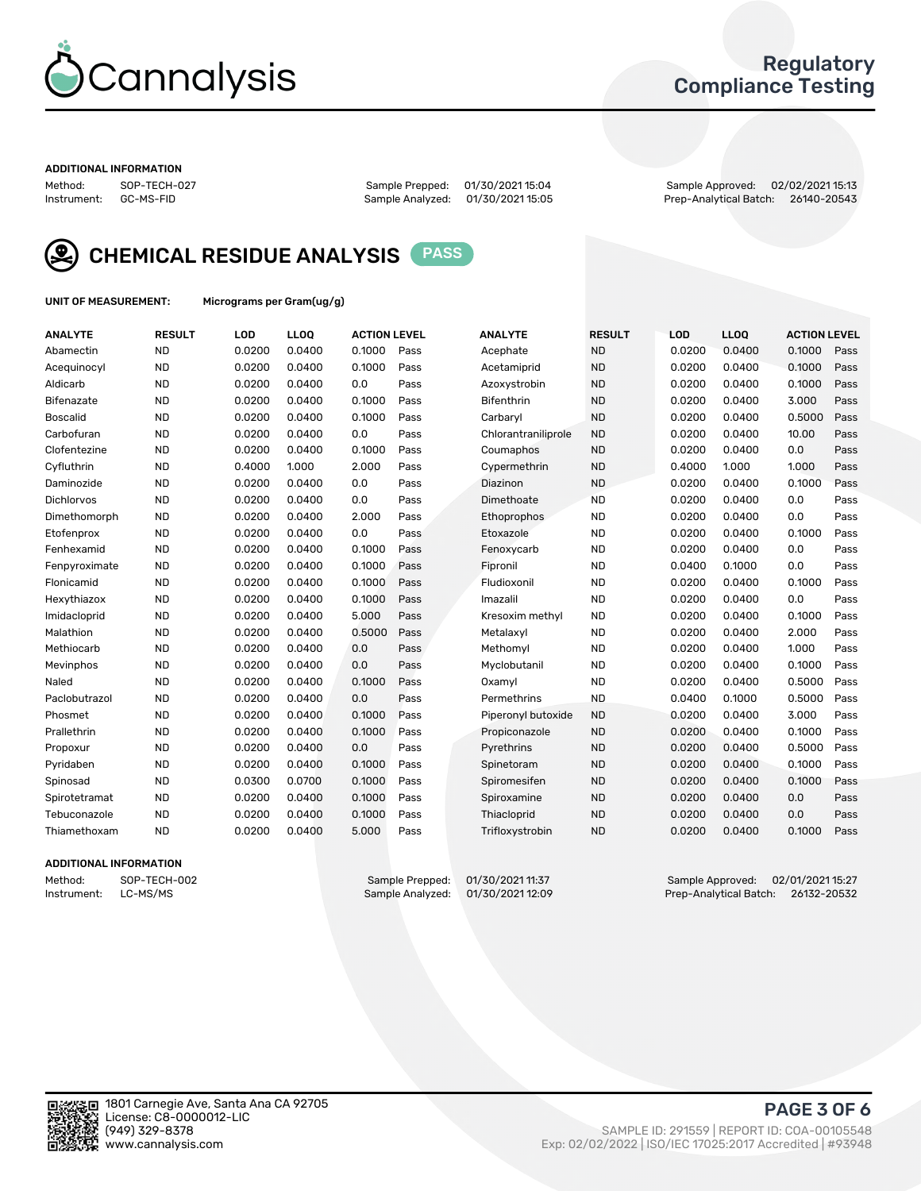Cannalysis

Regulatory Compliance Testing

#### ADDITIONAL INFORMATION

Method: SOP-TECH-027 Sample Prepped: 01/30/2021 15:04 Sample Approved: 02/02/2021 15:13
Instrument: GC-MS-FID Sample Analyzed: 01/30/2021 15:05 Prep-Analytical Batch: 26140-20543

## CHEMICAL RESIDUE ANALYSIS PASS

**UNIT OF MEASUREMENT:** Micrograms per Gram(ug/g)

| ANALYTE | RESULT | LOD | LLOQ | ACTION LEVEL | | ANALYTE | RESULT | LOD | LLOQ | ACTION LEVEL | |
|---|---|---|---|---|---|---|---|---|---|---|---|
| Abamectin | ND | 0.0200 | 0.0400 | 0.1000 | Pass | Acephate | ND | 0.0200 | 0.0400 | 0.1000 | Pass |
| Acequinocyl | ND | 0.0200 | 0.0400 | 0.1000 | Pass | Acetamiprid | ND | 0.0200 | 0.0400 | 0.1000 | Pass |
| Aldicarb | ND | 0.0200 | 0.0400 | 0.0 | Pass | Azoxystrobin | ND | 0.0200 | 0.0400 | 0.1000 | Pass |
| Bifenazate | ND | 0.0200 | 0.0400 | 0.1000 | Pass | Bifenthrin | ND | 0.0200 | 0.0400 | 3.000 | Pass |
| Boscalid | ND | 0.0200 | 0.0400 | 0.1000 | Pass | Carbaryl | ND | 0.0200 | 0.0400 | 0.5000 | Pass |
| Carbofuran | ND | 0.0200 | 0.0400 | 0.0 | Pass | Chlorantraniliprole | ND | 0.0200 | 0.0400 | 10.00 | Pass |
| Clofentezine | ND | 0.0200 | 0.0400 | 0.1000 | Pass | Coumaphos | ND | 0.0200 | 0.0400 | 0.0 | Pass |
| Cyfluthrin | ND | 0.4000 | 1.000 | 2.000 | Pass | Cypermethrin | ND | 0.4000 | 1.000 | 1.000 | Pass |
| Daminozide | ND | 0.0200 | 0.0400 | 0.0 | Pass | Diazinon | ND | 0.0200 | 0.0400 | 0.1000 | Pass |
| Dichlorvos | ND | 0.0200 | 0.0400 | 0.0 | Pass | Dimethoate | ND | 0.0200 | 0.0400 | 0.0 | Pass |
| Dimethomorph | ND | 0.0200 | 0.0400 | 2.000 | Pass | Ethoprophos | ND | 0.0200 | 0.0400 | 0.0 | Pass |
| Etofenprox | ND | 0.0200 | 0.0400 | 0.0 | Pass | Etoxazole | ND | 0.0200 | 0.0400 | 0.1000 | Pass |
| Fenhexamid | ND | 0.0200 | 0.0400 | 0.1000 | Pass | Fenoxycarb | ND | 0.0200 | 0.0400 | 0.0 | Pass |
| Fenpyroximate | ND | 0.0200 | 0.0400 | 0.1000 | Pass | Fipronil | ND | 0.0400 | 0.1000 | 0.0 | Pass |
| Flonicamid | ND | 0.0200 | 0.0400 | 0.1000 | Pass | Fludioxonil | ND | 0.0200 | 0.0400 | 0.1000 | Pass |
| Hexythiazox | ND | 0.0200 | 0.0400 | 0.1000 | Pass | Imazalil | ND | 0.0200 | 0.0400 | 0.0 | Pass |
| Imidacloprid | ND | 0.0200 | 0.0400 | 5.000 | Pass | Kresoxim methyl | ND | 0.0200 | 0.0400 | 0.1000 | Pass |
| Malathion | ND | 0.0200 | 0.0400 | 0.5000 | Pass | Metalaxyl | ND | 0.0200 | 0.0400 | 2.000 | Pass |
| Methiocarb | ND | 0.0200 | 0.0400 | 0.0 | Pass | Methomyl | ND | 0.0200 | 0.0400 | 1.000 | Pass |
| Mevinphos | ND | 0.0200 | 0.0400 | 0.0 | Pass | Myclobutanil | ND | 0.0200 | 0.0400 | 0.1000 | Pass |
| Naled | ND | 0.0200 | 0.0400 | 0.1000 | Pass | Oxamyl | ND | 0.0200 | 0.0400 | 0.5000 | Pass |
| Paclobutrazol | ND | 0.0200 | 0.0400 | 0.0 | Pass | Permethrins | ND | 0.0400 | 0.1000 | 0.5000 | Pass |
| Phosmet | ND | 0.0200 | 0.0400 | 0.1000 | Pass | Piperonyl butoxide | ND | 0.0200 | 0.0400 | 3.000 | Pass |
| Prallethrin | ND | 0.0200 | 0.0400 | 0.1000 | Pass | Propiconazole | ND | 0.0200 | 0.0400 | 0.1000 | Pass |
| Propoxur | ND | 0.0200 | 0.0400 | 0.0 | Pass | Pyrethrins | ND | 0.0200 | 0.0400 | 0.5000 | Pass |
| Pyridaben | ND | 0.0200 | 0.0400 | 0.1000 | Pass | Spinetoram | ND | 0.0200 | 0.0400 | 0.1000 | Pass |
| Spinosad | ND | 0.0300 | 0.0700 | 0.1000 | Pass | Spiromesifen | ND | 0.0200 | 0.0400 | 0.1000 | Pass |
| Spirotetramat | ND | 0.0200 | 0.0400 | 0.1000 | Pass | Spiroxamine | ND | 0.0200 | 0.0400 | 0.0 | Pass |
| Tebuconazole | ND | 0.0200 | 0.0400 | 0.1000 | Pass | Thiacloprid | ND | 0.0200 | 0.0400 | 0.0 | Pass |
| Thiamethoxam | ND | 0.0200 | 0.0400 | 5.000 | Pass | Trifloxystrobin | ND | 0.0200 | 0.0400 | 0.1000 | Pass |

#### ADDITIONAL INFORMATION

Method: SOP-TECH-002 Sample Prepped: 01/30/2021 11:37 Sample Approved: 02/01/2021 15:27
Instrument: LC-MS/MS Sample Analyzed: 01/30/2021 12:09 Prep-Analytical Batch: 26132-20532

1801 Carnegie Ave, Santa Ana CA 92705
License: C8-0000012-LIC
(949) 329-8378
www.cannalysis.com

SAMPLE ID: 291559 | REPORT ID: COA-00105548
Exp: 02/02/2022 | ISO/IEC 17025:2017 Accredited | #93948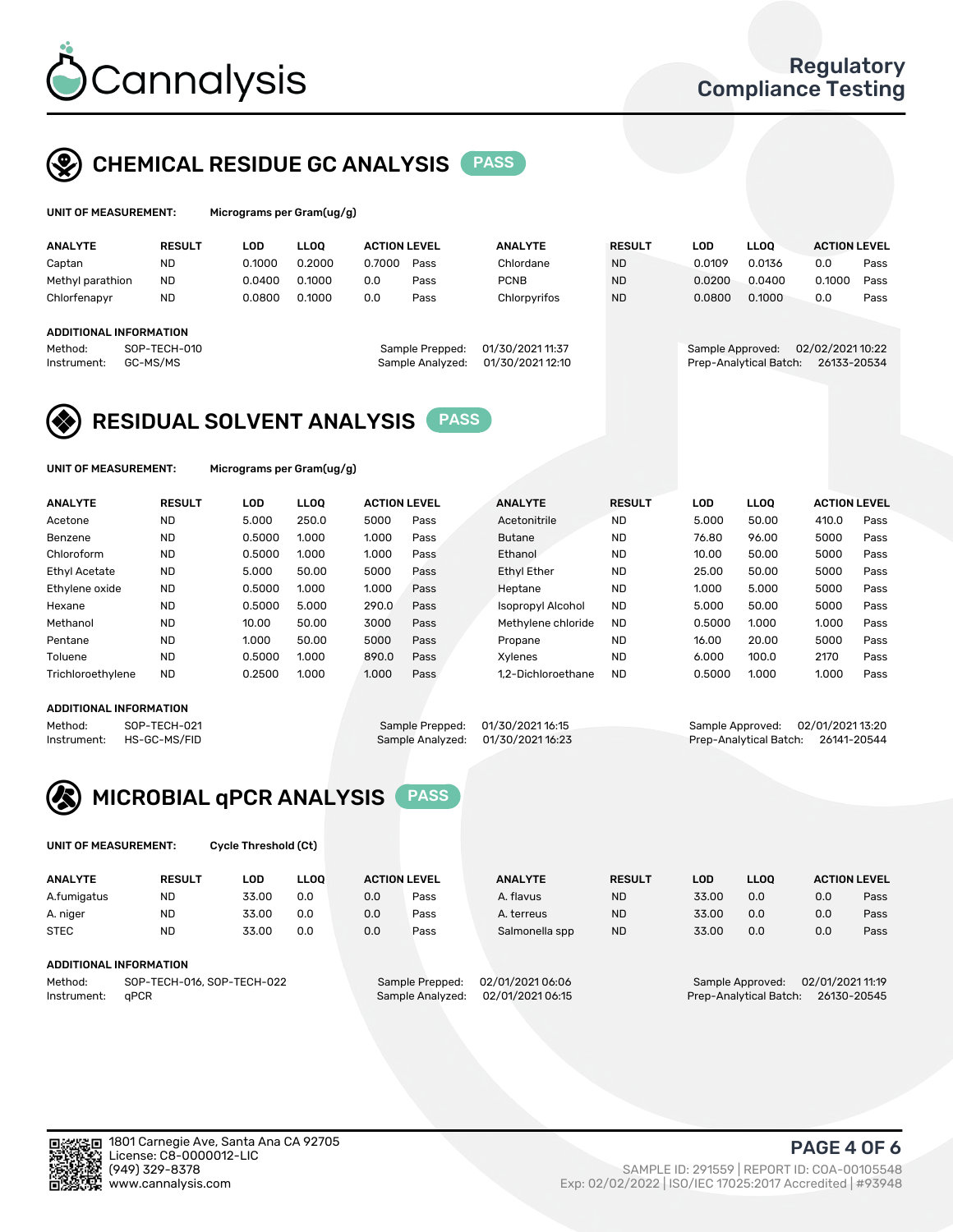Cannalysis

Regulatory Compliance Testing

## CHEMICAL RESIDUE GC ANALYSIS PASS

**UNIT OF MEASUREMENT:** Micrograms per Gram(ug/g)

| ANALYTE | RESULT | LOD | LLOQ | ACTION LEVEL | | ANALYTE | RESULT | LOD | LLOQ | ACTION LEVEL | |
|---|---|---|---|---|---|---|---|---|---|---|---|
| Captan | ND | 0.1000 | 0.2000 | 0.7000 | Pass | Chlordane | ND | 0.0109 | 0.0136 | 0.0 | Pass |
| Methyl parathion | ND | 0.0400 | 0.1000 | 0.0 | Pass | PCNB | ND | 0.0200 | 0.0400 | 0.1000 | Pass |
| Chlorfenapyr | ND | 0.0800 | 0.1000 | 0.0 | Pass | Chlorpyrifos | ND | 0.0800 | 0.1000 | 0.0 | Pass |

**ADDITIONAL INFORMATION**

Method: SOP-TECH-010
Instrument: GC-MS/MS
Sample Prepped: 01/30/2021 11:37
Sample Analyzed: 01/30/2021 12:10
Sample Approved: 02/02/2021 10:22
Prep-Analytical Batch: 26133-20534

## RESIDUAL SOLVENT ANALYSIS PASS

**UNIT OF MEASUREMENT:** Micrograms per Gram(ug/g)

| ANALYTE | RESULT | LOD | LLOQ | ACTION LEVEL | | ANALYTE | RESULT | LOD | LLOQ | ACTION LEVEL | |
|---|---|---|---|---|---|---|---|---|---|---|---|
| Acetone | ND | 5.000 | 250.0 | 5000 | Pass | Acetonitrile | ND | 5.000 | 50.00 | 410.0 | Pass |
| Benzene | ND | 0.5000 | 1.000 | 1.000 | Pass | Butane | ND | 76.80 | 96.00 | 5000 | Pass |
| Chloroform | ND | 0.5000 | 1.000 | 1.000 | Pass | Ethanol | ND | 10.00 | 50.00 | 5000 | Pass |
| Ethyl Acetate | ND | 5.000 | 50.00 | 5000 | Pass | Ethyl Ether | ND | 25.00 | 50.00 | 5000 | Pass |
| Ethylene oxide | ND | 0.5000 | 1.000 | 1.000 | Pass | Heptane | ND | 1.000 | 5.000 | 5000 | Pass |
| Hexane | ND | 0.5000 | 5.000 | 290.0 | Pass | Isopropyl Alcohol | ND | 5.000 | 50.00 | 5000 | Pass |
| Methanol | ND | 10.00 | 50.00 | 3000 | Pass | Methylene chloride | ND | 0.5000 | 1.000 | 1.000 | Pass |
| Pentane | ND | 1.000 | 50.00 | 5000 | Pass | Propane | ND | 16.00 | 20.00 | 5000 | Pass |
| Toluene | ND | 0.5000 | 1.000 | 890.0 | Pass | Xylenes | ND | 6.000 | 100.0 | 2170 | Pass |
| Trichloroethylene | ND | 0.2500 | 1.000 | 1.000 | Pass | 1,2-Dichloroethane | ND | 0.5000 | 1.000 | 1.000 | Pass |

**ADDITIONAL INFORMATION**

Method: SOP-TECH-021
Instrument: HS-GC-MS/FID
Sample Prepped: 01/30/2021 16:15
Sample Analyzed: 01/30/2021 16:23
Sample Approved: 02/01/2021 13:20
Prep-Analytical Batch: 26141-20544

## MICROBIAL qPCR ANALYSIS PASS

**UNIT OF MEASUREMENT:** Cycle Threshold (Ct)

| ANALYTE | RESULT | LOD | LLOQ | ACTION LEVEL | | ANALYTE | RESULT | LOD | LLOQ | ACTION LEVEL | |
|---|---|---|---|---|---|---|---|---|---|---|---|
| A.fumigatus | ND | 33.00 | 0.0 | 0.0 | Pass | A. flavus | ND | 33.00 | 0.0 | 0.0 | Pass |
| A. niger | ND | 33.00 | 0.0 | 0.0 | Pass | A. terreus | ND | 33.00 | 0.0 | 0.0 | Pass |
| STEC | ND | 33.00 | 0.0 | 0.0 | Pass | Salmonella spp | ND | 33.00 | 0.0 | 0.0 | Pass |

**ADDITIONAL INFORMATION**

Method: SOP-TECH-016, SOP-TECH-022
Instrument: qPCR
Sample Prepped: 02/01/2021 06:06
Sample Analyzed: 02/01/2021 06:15
Sample Approved: 02/01/2021 11:19
Prep-Analytical Batch: 26130-20545

1801 Carnegie Ave, Santa Ana CA 92705
License: C8-0000012-LIC
(949) 329-8378
www.cannalysis.com

SAMPLE ID: 291559 | REPORT ID: COA-00105548
Exp: 02/02/2022 | ISO/IEC 17025:2017 Accredited | #93948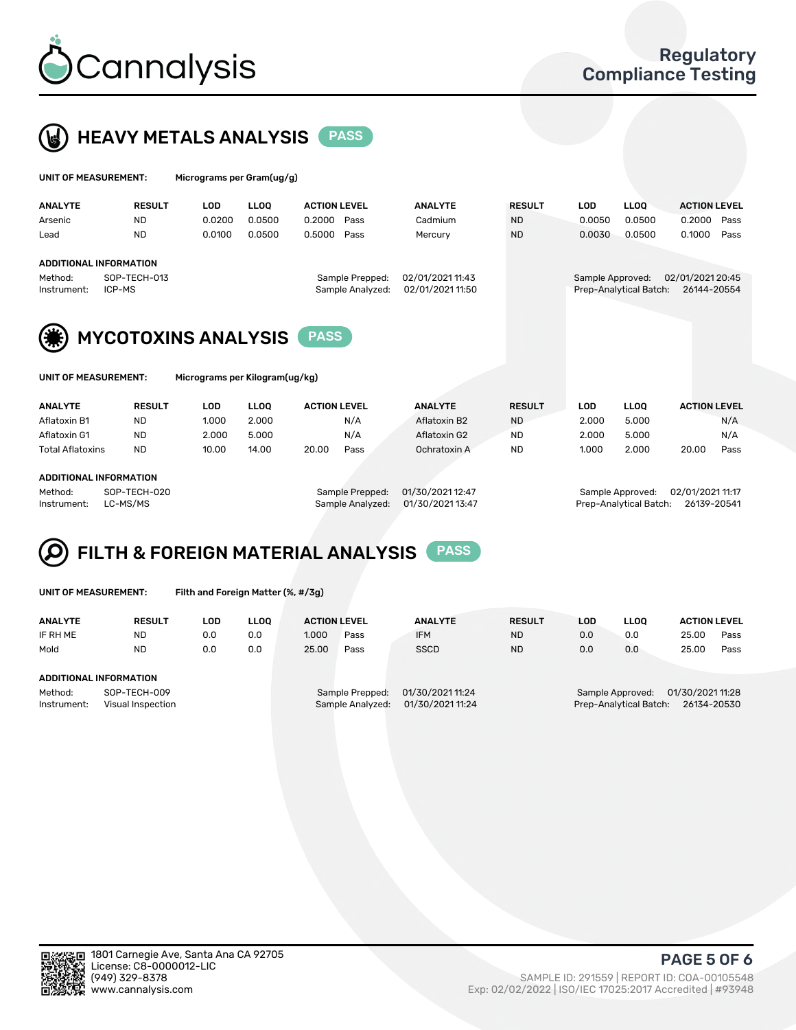# Cannalysis

## Regulatory Compliance Testing

## HEAVY METALS ANALYSIS PASS

**UNIT OF MEASUREMENT:** Micrograms per Gram(ug/g)

| ANALYTE | RESULT | LOD | LLOQ | ACTION LEVEL | | ANALYTE | RESULT | LOD | LLOQ | ACTION LEVEL | |
|---|---|---|---|---|---|---|---|---|---|---|---|
| Arsenic | ND | 0.0200 | 0.0500 | 0.2000 | Pass | Cadmium | ND | 0.0050 | 0.0500 | 0.2000 | Pass |
| Lead | ND | 0.0100 | 0.0500 | 0.5000 | Pass | Mercury | ND | 0.0030 | 0.0500 | 0.1000 | Pass |

**ADDITIONAL INFORMATION**

Method: SOP-TECH-013
Instrument: ICP-MS
Sample Prepped: 02/01/2021 11:43
Sample Analyzed: 02/01/2021 11:50
Sample Approved: 02/01/2021 20:45
Prep-Analytical Batch: 26144-20554

## MYCOTOXINS ANALYSIS PASS

**UNIT OF MEASUREMENT:** Micrograms per Kilogram(ug/kg)

| ANALYTE | RESULT | LOD | LLOQ | ACTION LEVEL | | ANALYTE | RESULT | LOD | LLOQ | ACTION LEVEL | |
|---|---|---|---|---|---|---|---|---|---|---|---|
| Aflatoxin B1 | ND | 1.000 | 2.000 | | N/A | Aflatoxin B2 | ND | 2.000 | 5.000 | | N/A |
| Aflatoxin G1 | ND | 2.000 | 5.000 | | N/A | Aflatoxin G2 | ND | 2.000 | 5.000 | | N/A |
| Total Aflatoxins | ND | 10.00 | 14.00 | 20.00 | Pass | Ochratoxin A | ND | 1.000 | 2.000 | 20.00 | Pass |

**ADDITIONAL INFORMATION**

Method: SOP-TECH-020
Instrument: LC-MS/MS
Sample Prepped: 01/30/2021 12:47
Sample Analyzed: 01/30/2021 13:47
Sample Approved: 02/01/2021 11:17
Prep-Analytical Batch: 26139-20541

## FILTH & FOREIGN MATERIAL ANALYSIS PASS

**UNIT OF MEASUREMENT:** Filth and Foreign Matter (%, #/3g)

| ANALYTE | RESULT | LOD | LLOQ | ACTION LEVEL | | ANALYTE | RESULT | LOD | LLOQ | ACTION LEVEL | |
|---|---|---|---|---|---|---|---|---|---|---|---|
| IF RH ME | ND | 0.0 | 0.0 | 1.000 | Pass | IFM | ND | 0.0 | 0.0 | 25.00 | Pass |
| Mold | ND | 0.0 | 0.0 | 25.00 | Pass | SSCD | ND | 0.0 | 0.0 | 25.00 | Pass |

**ADDITIONAL INFORMATION**

Method: SOP-TECH-009
Instrument: Visual Inspection
Sample Prepped: 01/30/2021 11:24
Sample Analyzed: 01/30/2021 11:24
Sample Approved: 01/30/2021 11:28
Prep-Analytical Batch: 26134-20530

1801 Carnegie Ave, Santa Ana CA 92705
License: C8-0000012-LIC
(949) 329-8378
www.cannalysis.com

SAMPLE ID: 291559 | REPORT ID: COA-00105548
Exp: 02/02/2022 | ISO/IEC 17025:2017 Accredited | #93948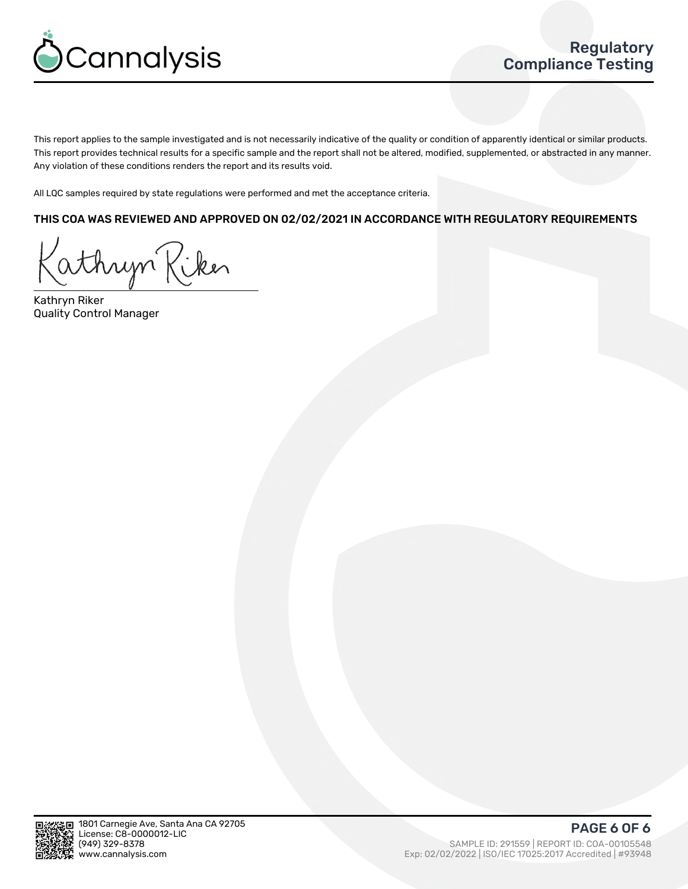This report applies to the sample investigated and is not necessarily indicative of the quality or condition of apparently identical or similar products. This report provides technical results for a specific sample and the report shall not be altered, modified, supplemented, or abstracted in any manner. Any violation of these conditions renders the report and its results void.

All LQC samples required by state regulations were performed and met the acceptance criteria.

**THIS COA WAS REVIEWED AND APPROVED ON 02/02/2021 IN ACCORDANCE WITH REGULATORY REQUIREMENTS**

Kathryn Riker
Quality Control Manager